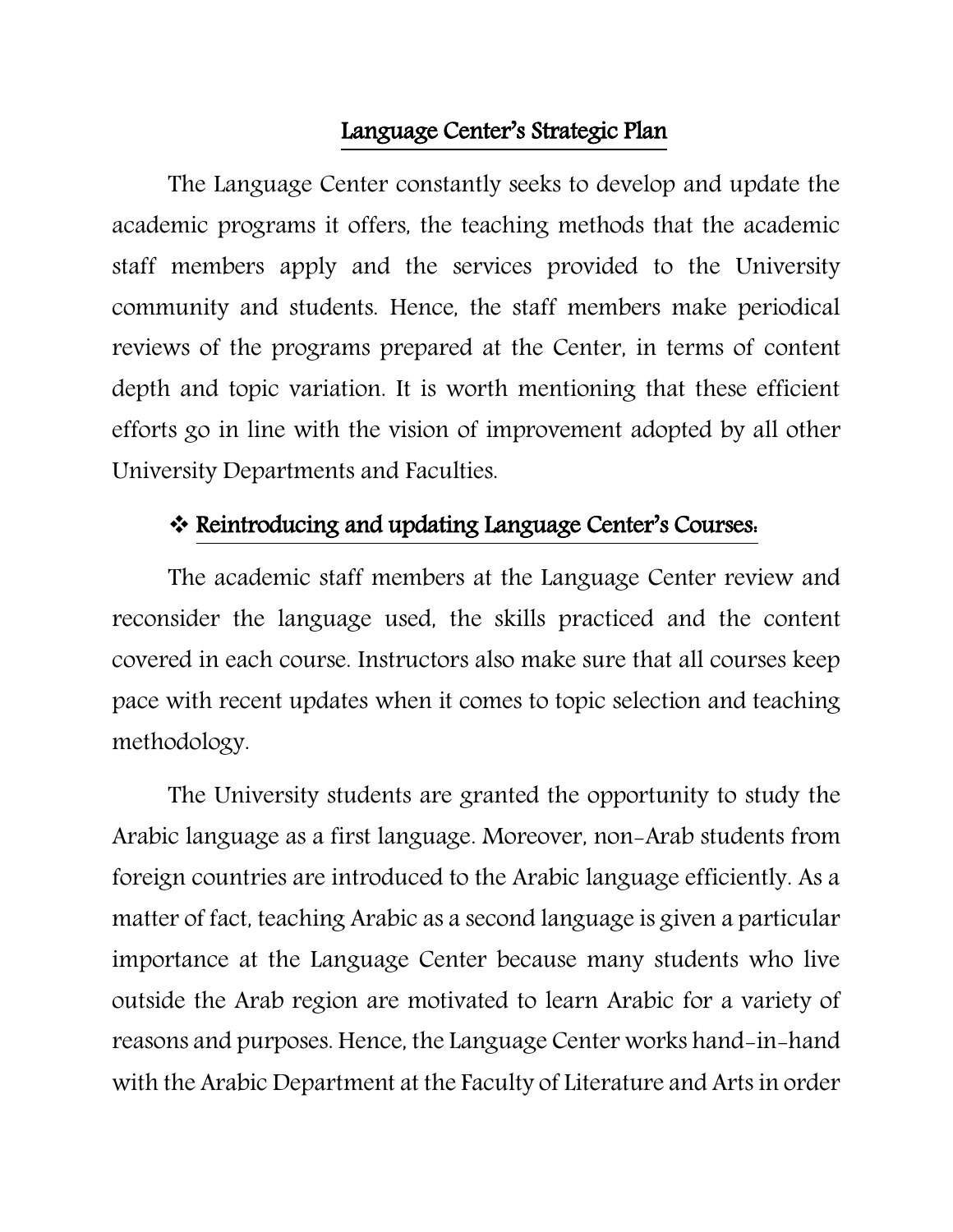# Language Center's Strategic Plan

The Language Center constantly seeks to develop and update the academic programs it offers, the teaching methods that the academic staff members apply and the services provided to the University community and students. Hence, the staff members make periodical reviews of the programs prepared at the Center, in terms of content depth and topic variation. It is worth mentioning that these efficient efforts go in line with the vision of improvement adopted by all other University Departments and Faculties.

## ❖ Reintroducing and updating Language Center's Courses:

The academic staff members at the Language Center review and reconsider the language used, the skills practiced and the content covered in each course. Instructors also make sure that all courses keep pace with recent updates when it comes to topic selection and teaching methodology.

The University students are granted the opportunity to study the Arabic language as a first language. Moreover, non-Arab students from foreign countries are introduced to the Arabic language efficiently. As a matter of fact, teaching Arabic as a second language is given a particular importance at the Language Center because many students who live outside the Arab region are motivated to learn Arabic for a variety of reasons and purposes. Hence, the Language Center works hand-in-hand with the Arabic Department at the Faculty of Literature and Arts in order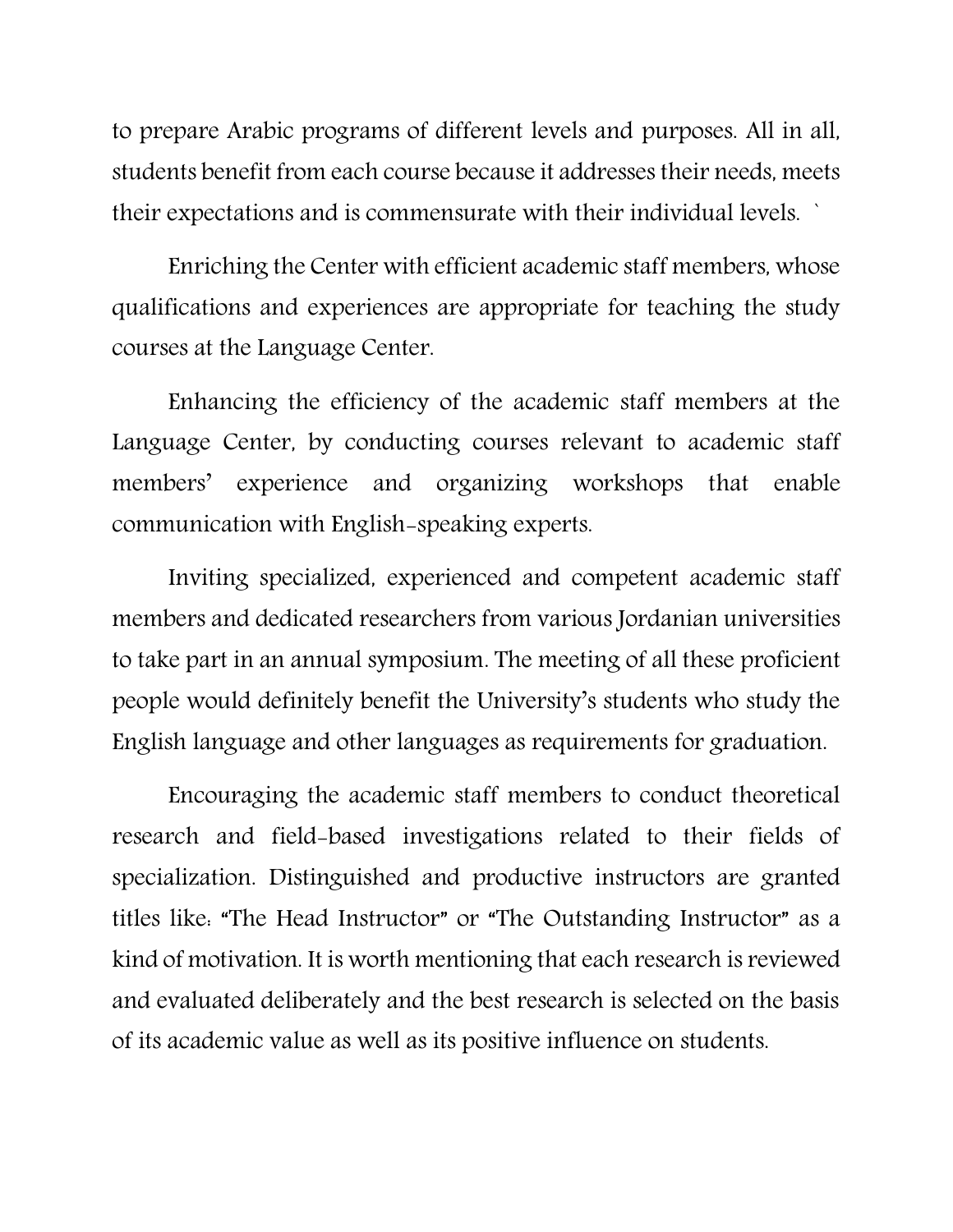to prepare Arabic programs of different levels and purposes. All in all, students benefit from each course because it addresses their needs, meets their expectations and is commensurate with their individual levels. `

Enriching the Center with efficient academic staff members, whose qualifications and experiences are appropriate for teaching the study courses at the Language Center.

Enhancing the efficiency of the academic staff members at the Language Center, by conducting courses relevant to academic staff members' experience and organizing workshops that enable communication with English-speaking experts.

Inviting specialized, experienced and competent academic staff members and dedicated researchers from various Jordanian universities to take part in an annual symposium. The meeting of all these proficient people would definitely benefit the University's students who study the English language and other languages as requirements for graduation.

Encouraging the academic staff members to conduct theoretical research and field-based investigations related to their fields of specialization. Distinguished and productive instructors are granted titles like: "The Head Instructor" or "The Outstanding Instructor" as a kind of motivation. It is worth mentioning that each research is reviewed and evaluated deliberately and the best research is selected on the basis of its academic value as well as its positive influence on students.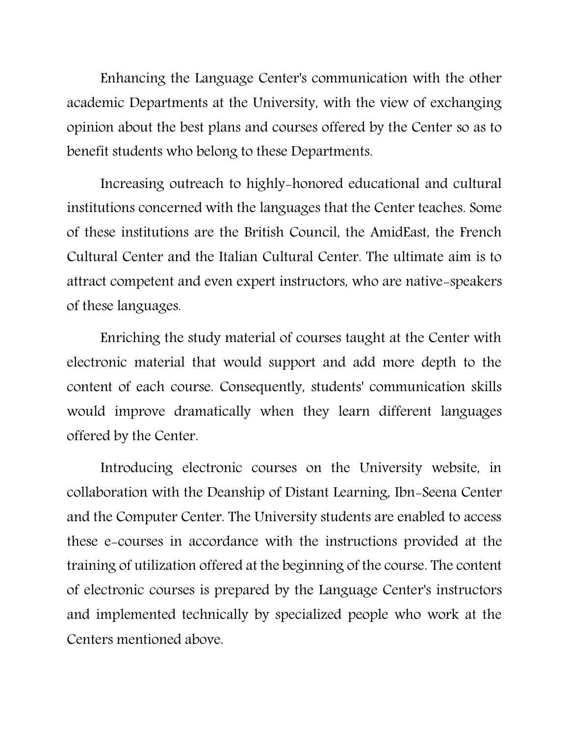Enhancing the Language Center's communication with the other academic Departments at the University, with the view of exchanging opinion about the best plans and courses offered by the Center so as to benefit students who belong to these Departments.

Increasing outreach to highly-honored educational and cultural institutions concerned with the languages that the Center teaches. Some of these institutions are the British Council, the AmidEast, the French Cultural Center and the Italian Cultural Center. The ultimate aim is to attract competent and even expert instructors, who are native-speakers of these languages.

Enriching the study material of courses taught at the Center with electronic material that would support and add more depth to the content of each course. Consequently, students' communication skills would improve dramatically when they learn different languages offered by the Center.

Introducing electronic courses on the University website, in collaboration with the Deanship of Distant Learning, Ibn-Seena Center and the Computer Center. The University students are enabled to access these e-courses in accordance with the instructions provided at the training of utilization offered at the beginning of the course. The content of electronic courses is prepared by the Language Center's instructors and implemented technically by specialized people who work at the Centers mentioned above.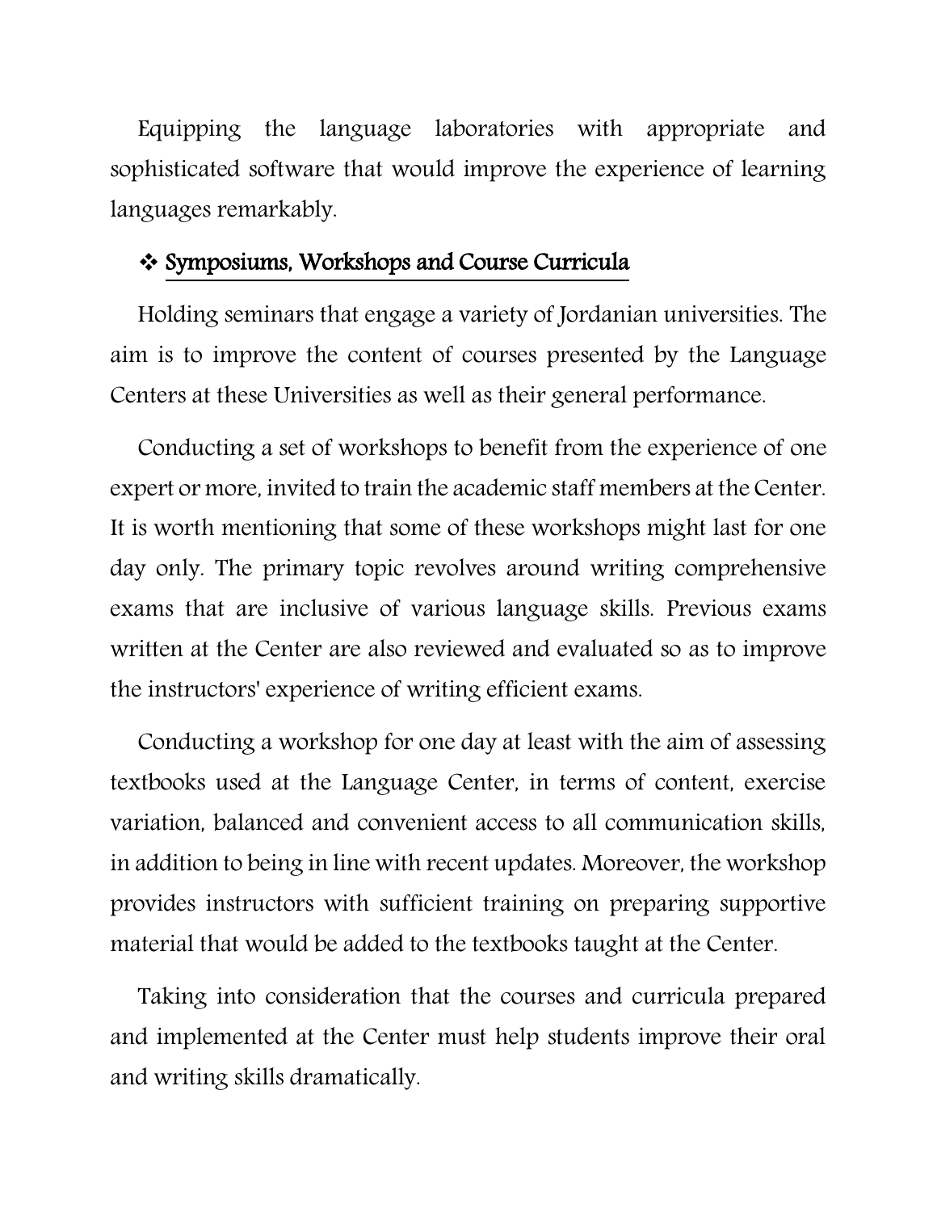Equipping the language laboratories with appropriate and sophisticated software that would improve the experience of learning languages remarkably.

## ❖ Symposiums, Workshops and Course Curricula

Holding seminars that engage a variety of Jordanian universities. The aim is to improve the content of courses presented by the Language Centers at these Universities as well as their general performance.

Conducting a set of workshops to benefit from the experience of one expert or more, invited to train the academic staff members at the Center. It is worth mentioning that some of these workshops might last for one day only. The primary topic revolves around writing comprehensive exams that are inclusive of various language skills. Previous exams written at the Center are also reviewed and evaluated so as to improve the instructors' experience of writing efficient exams.

Conducting a workshop for one day at least with the aim of assessing textbooks used at the Language Center, in terms of content, exercise variation, balanced and convenient access to all communication skills, in addition to being in line with recent updates. Moreover, the workshop provides instructors with sufficient training on preparing supportive material that would be added to the textbooks taught at the Center.

Taking into consideration that the courses and curricula prepared and implemented at the Center must help students improve their oral and writing skills dramatically.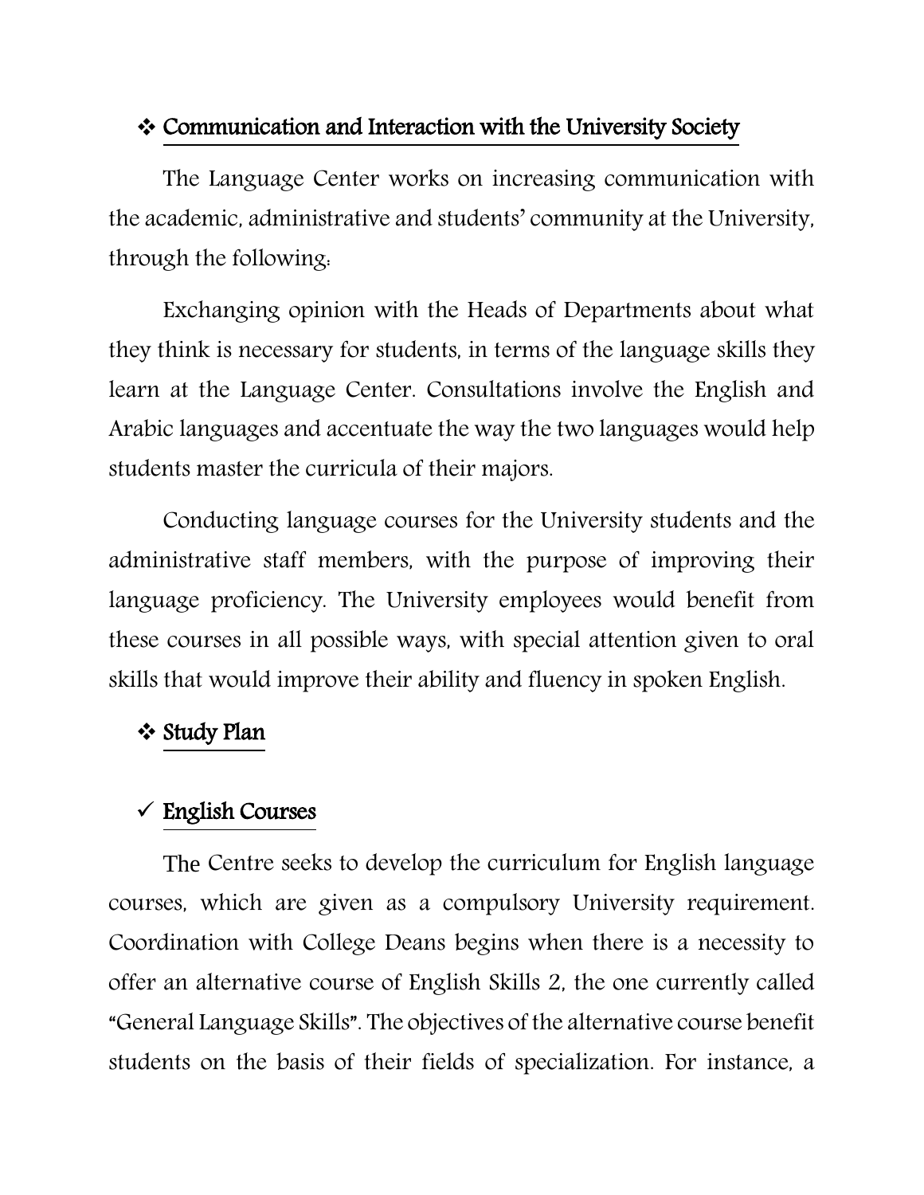## ❖ Communication and Interaction with the University Society

The Language Center works on increasing communication with the academic, administrative and students' community at the University, through the following:

Exchanging opinion with the Heads of Departments about what they think is necessary for students, in terms of the language skills they learn at the Language Center. Consultations involve the English and Arabic languages and accentuate the way the two languages would help students master the curricula of their majors.

Conducting language courses for the University students and the administrative staff members, with the purpose of improving their language proficiency. The University employees would benefit from these courses in all possible ways, with special attention given to oral skills that would improve their ability and fluency in spoken English.

## ❖ Study Plan

### ✓ English Courses

The Centre seeks to develop the curriculum for English language courses, which are given as a compulsory University requirement. Coordination with College Deans begins when there is a necessity to offer an alternative course of English Skills 2, the one currently called "General Language Skills". The objectives of the alternative course benefit students on the basis of their fields of specialization. For instance, a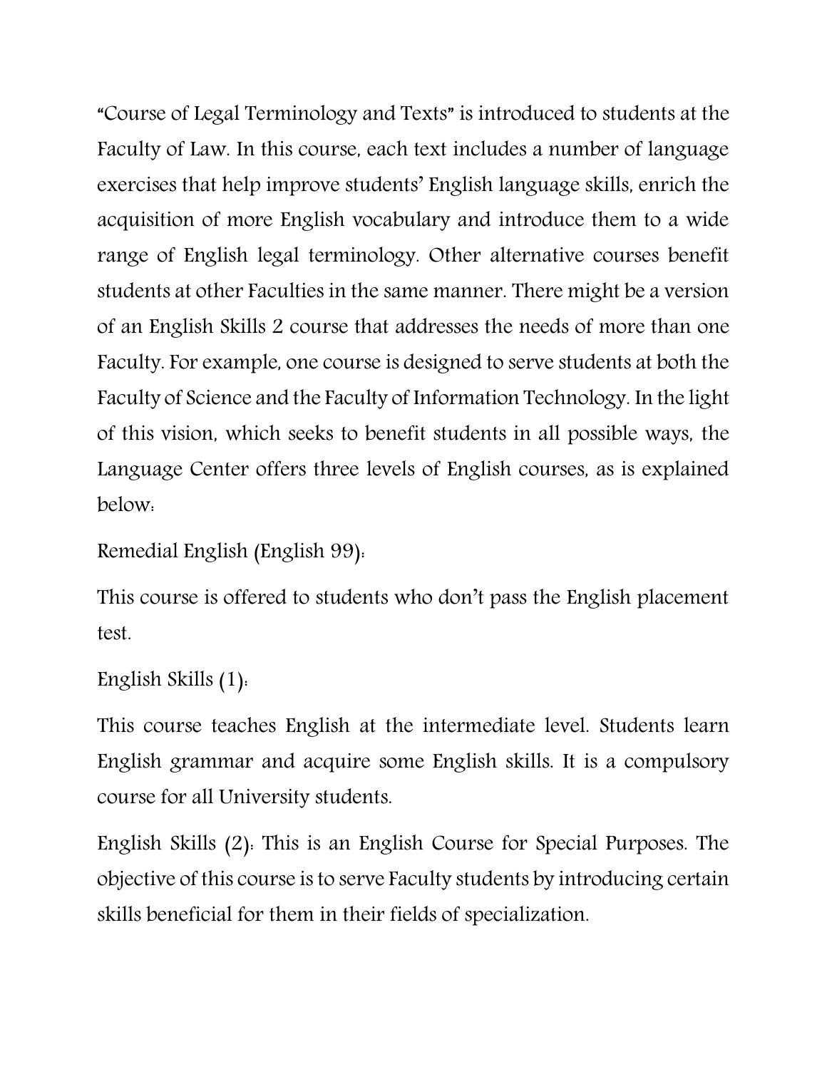"Course of Legal Terminology and Texts" is introduced to students at the Faculty of Law. In this course, each text includes a number of language exercises that help improve students' English language skills, enrich the acquisition of more English vocabulary and introduce them to a wide range of English legal terminology. Other alternative courses benefit students at other Faculties in the same manner. There might be a version of an English Skills 2 course that addresses the needs of more than one Faculty. For example, one course is designed to serve students at both the Faculty of Science and the Faculty of Information Technology. In the light of this vision, which seeks to benefit students in all possible ways, the Language Center offers three levels of English courses, as is explained below:

Remedial English (English 99):

This course is offered to students who don't pass the English placement test.

English Skills (1):

This course teaches English at the intermediate level. Students learn English grammar and acquire some English skills. It is a compulsory course for all University students.

English Skills (2): This is an English Course for Special Purposes. The objective of this course is to serve Faculty students by introducing certain skills beneficial for them in their fields of specialization.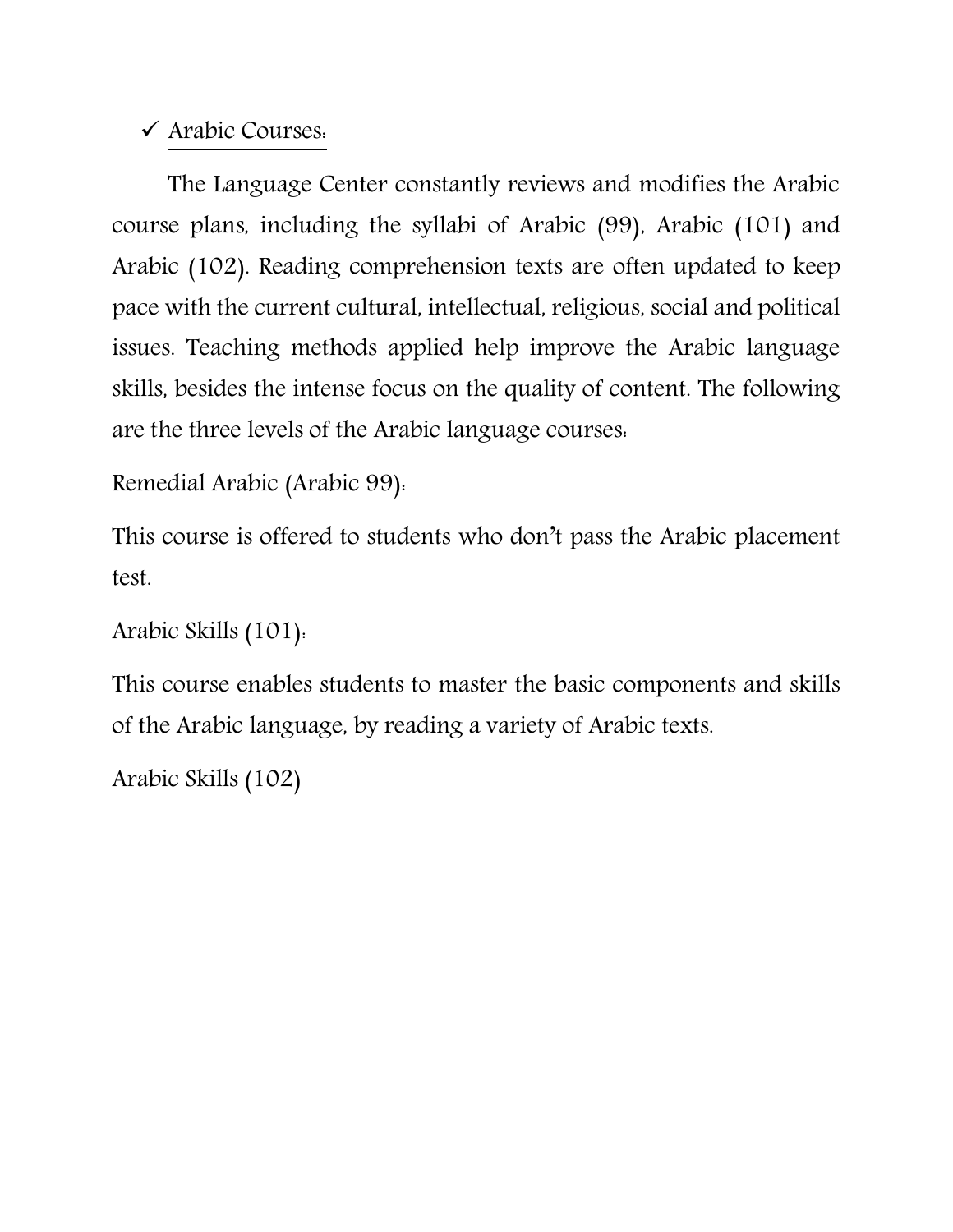- ✓ Arabic Courses:

The Language Center constantly reviews and modifies the Arabic course plans, including the syllabi of Arabic (99), Arabic (101) and Arabic (102). Reading comprehension texts are often updated to keep pace with the current cultural, intellectual, religious, social and political issues. Teaching methods applied help improve the Arabic language skills, besides the intense focus on the quality of content. The following are the three levels of the Arabic language courses:

Remedial Arabic (Arabic 99):

This course is offered to students who don't pass the Arabic placement test.

Arabic Skills (101):

This course enables students to master the basic components and skills of the Arabic language, by reading a variety of Arabic texts.

Arabic Skills (102)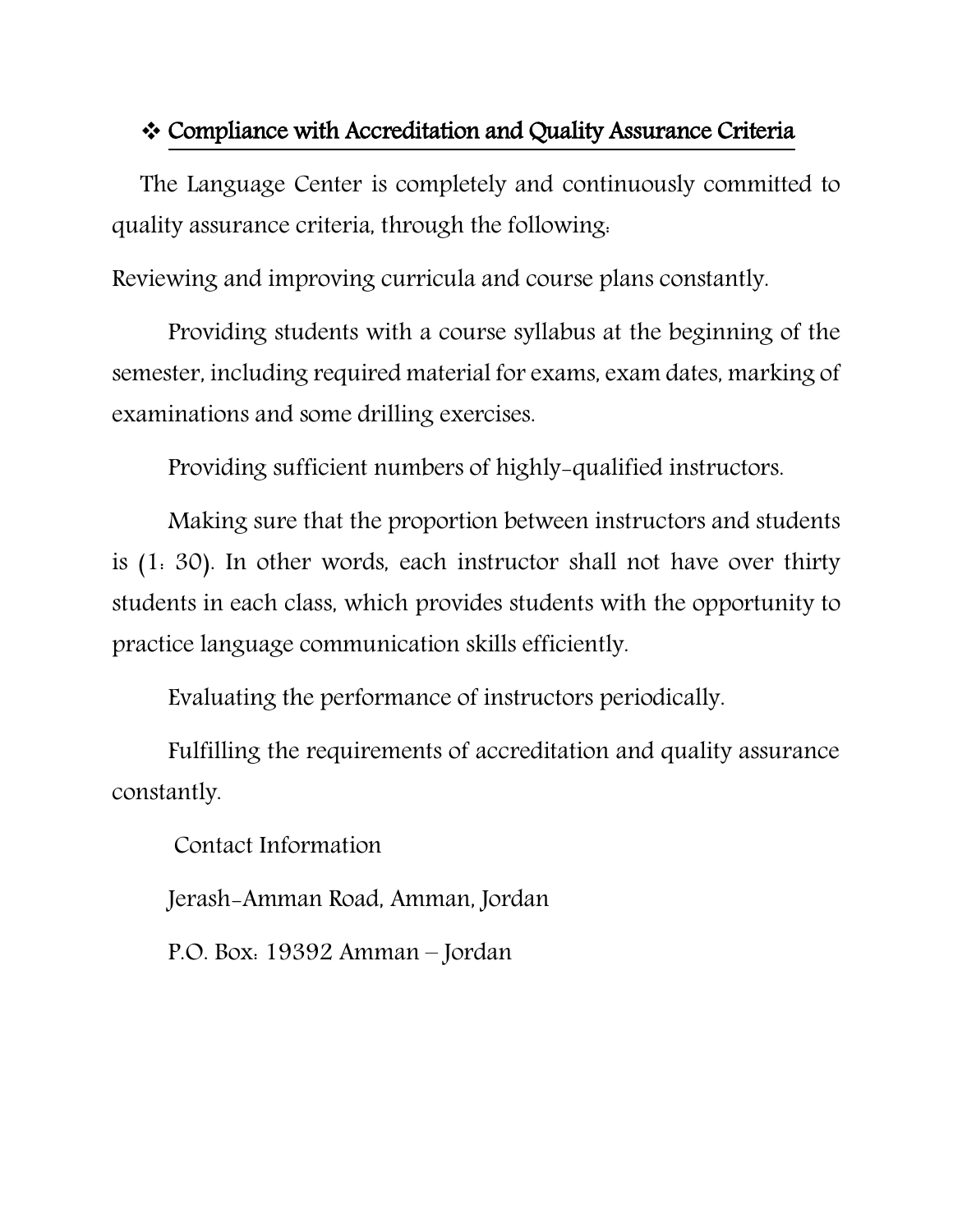## ❖ Compliance with Accreditation and Quality Assurance Criteria

The Language Center is completely and continuously committed to quality assurance criteria, through the following:

Reviewing and improving curricula and course plans constantly.

Providing students with a course syllabus at the beginning of the semester, including required material for exams, exam dates, marking of examinations and some drilling exercises.

Providing sufficient numbers of highly-qualified instructors.

Making sure that the proportion between instructors and students is (1: 30). In other words, each instructor shall not have over thirty students in each class, which provides students with the opportunity to practice language communication skills efficiently.

Evaluating the performance of instructors periodically.

Fulfilling the requirements of accreditation and quality assurance constantly.

Contact Information

Jerash-Amman Road, Amman, Jordan

P.O. Box: 19392 Amman – Jordan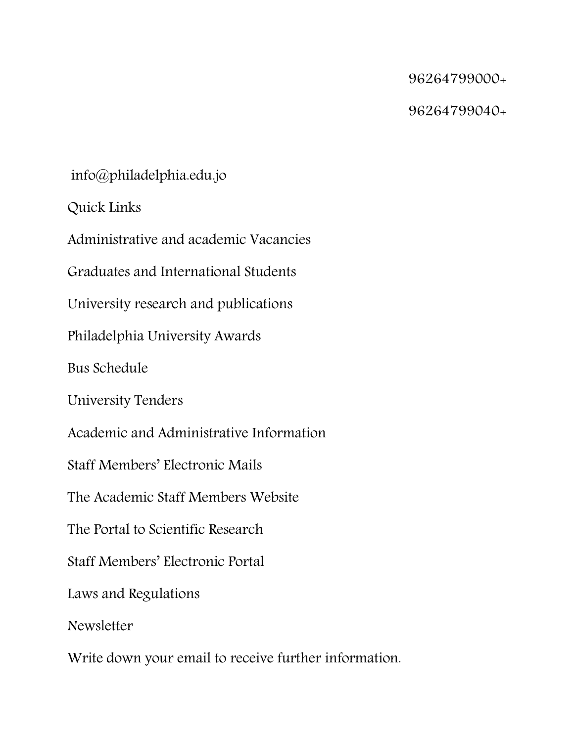96264799000+

96264799040+

info@philadelphia.edu.jo

Quick Links

Administrative and academic Vacancies

Graduates and International Students

University research and publications

Philadelphia University Awards

Bus Schedule

University Tenders

Academic and Administrative Information

Staff Members' Electronic Mails

The Academic Staff Members Website

The Portal to Scientific Research

Staff Members' Electronic Portal

Laws and Regulations

Newsletter

Write down your email to receive further information.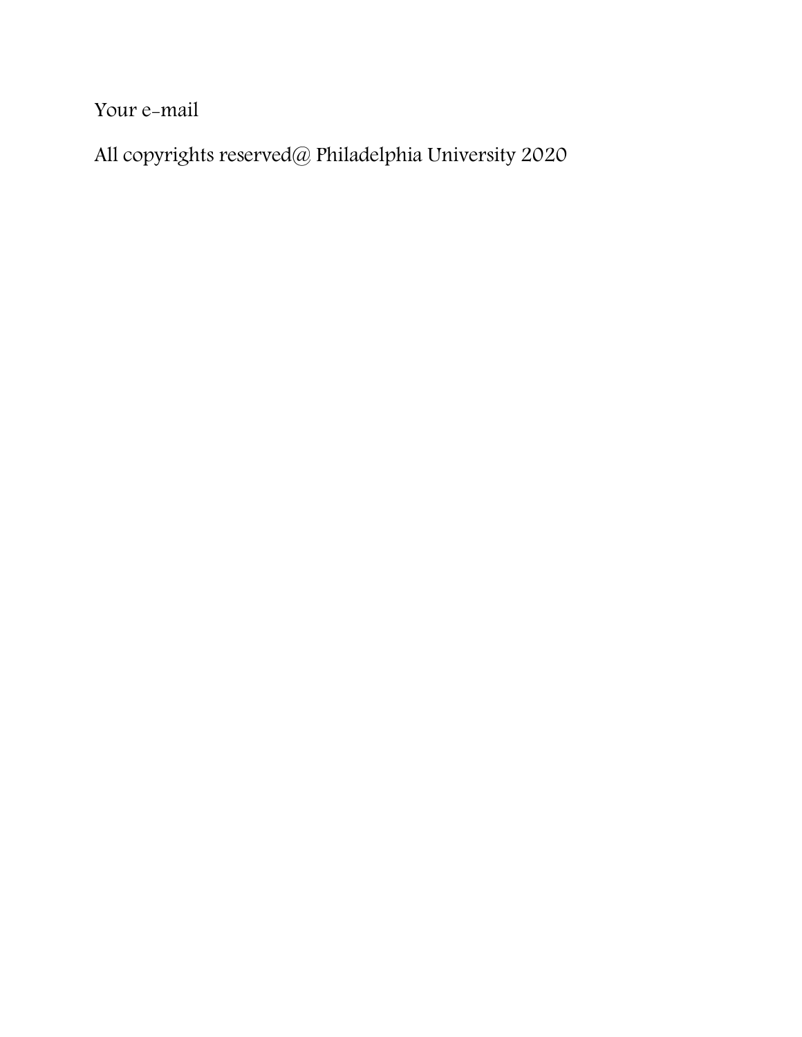Your e-mail

All copyrights reserved@ Philadelphia University 2020